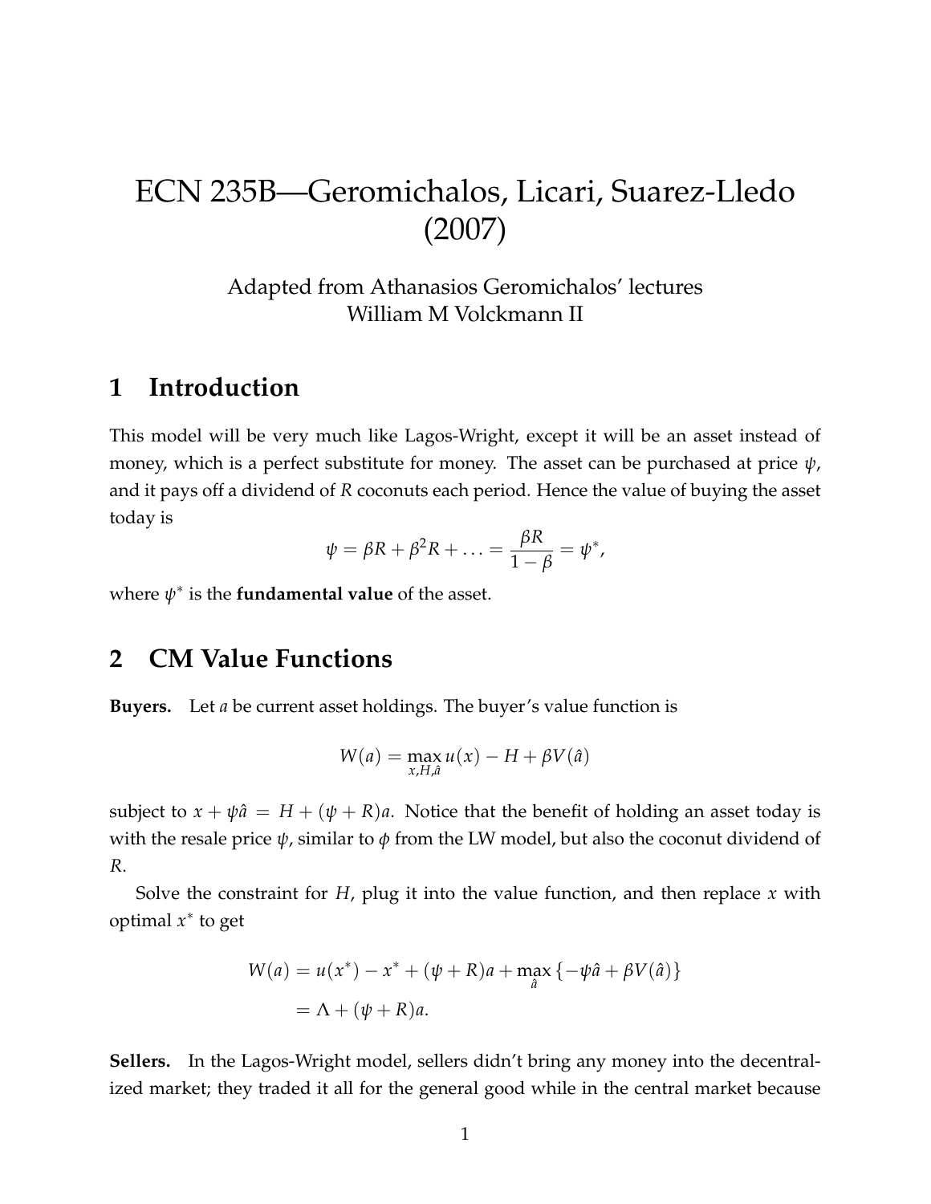# ECN 235B—Geromichalos, Licari, Suarez-Lledo (2007)

Adapted from Athanasios Geromichalos' lectures
William M Volckmann II

## 1 Introduction

This model will be very much like Lagos-Wright, except it will be an asset instead of money, which is a perfect substitute for money. The asset can be purchased at price $\psi$, and it pays off a dividend of $R$ coconuts each period. Hence the value of buying the asset today is

$$\psi = \beta R + \beta^2 R + \ldots = \frac{\beta R}{1-\beta} = \psi^*,$$

where $\psi^*$ is the **fundamental value** of the asset.

## 2 CM Value Functions

**Buyers.** Let $a$ be current asset holdings. The buyer's value function is

$$W(a) = \max_{x,H,\hat{a}} u(x) - H + \beta V(\hat{a})$$

subject to $x + \psi \hat{a} = H + (\psi + R)a$. Notice that the benefit of holding an asset today is with the resale price $\psi$, similar to $\phi$ from the LW model, but also the coconut dividend of $R$.

Solve the constraint for $H$, plug it into the value function, and then replace $x$ with optimal $x^*$ to get

$$\begin{aligned}
W(a) &= u(x^*) - x^* + (\psi + R)a + \max_{\hat{a}} \{-\psi \hat{a} + \beta V(\hat{a})\} \\
&= \Lambda + (\psi + R)a.
\end{aligned}$$

**Sellers.** In the Lagos-Wright model, sellers didn't bring any money into the decentralized market; they traded it all for the general good while in the central market because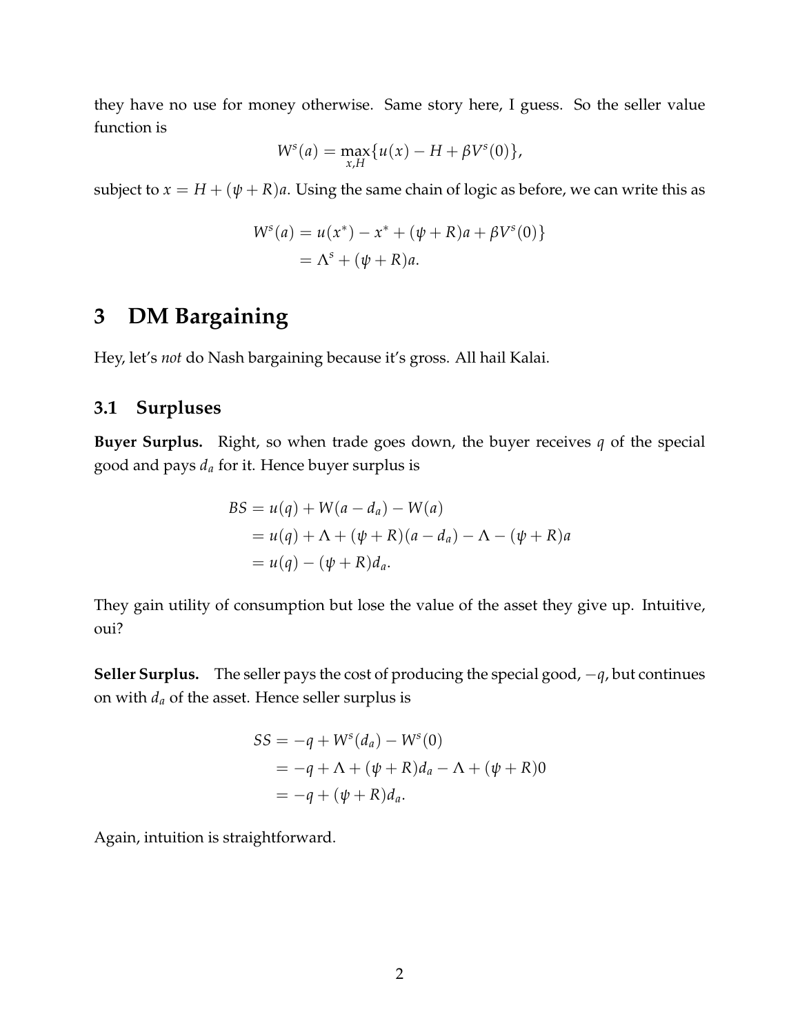they have no use for money otherwise. Same story here, I guess. So the seller value function is

$$W^s(a) = \max_{x,H}\{u(x) - H + \beta V^s(0)\},$$

subject to $x = H + (\psi + R)a$. Using the same chain of logic as before, we can write this as

$$\begin{aligned}
W^s(a) &= u(x^*) - x^* + (\psi + R)a + \beta V^s(0)\} \\
&= \Lambda^s + (\psi + R)a.
\end{aligned}$$

# 3 DM Bargaining

Hey, let's *not* do Nash bargaining because it's gross. All hail Kalai.

## 3.1 Surpluses

**Buyer Surplus.** Right, so when trade goes down, the buyer receives $q$ of the special good and pays $d_a$ for it. Hence buyer surplus is

$$\begin{aligned}
BS &= u(q) + W(a - d_a) - W(a) \\
&= u(q) + \Lambda + (\psi + R)(a - d_a) - \Lambda - (\psi + R)a \\
&= u(q) - (\psi + R)d_a.
\end{aligned}$$

They gain utility of consumption but lose the value of the asset they give up. Intuitive, oui?

**Seller Surplus.** The seller pays the cost of producing the special good, $-q$, but continues on with $d_a$ of the asset. Hence seller surplus is

$$\begin{aligned}
SS &= -q + W^s(d_a) - W^s(0) \\
&= -q + \Lambda + (\psi + R)d_a - \Lambda + (\psi + R)0 \\
&= -q + (\psi + R)d_a.
\end{aligned}$$

Again, intuition is straightforward.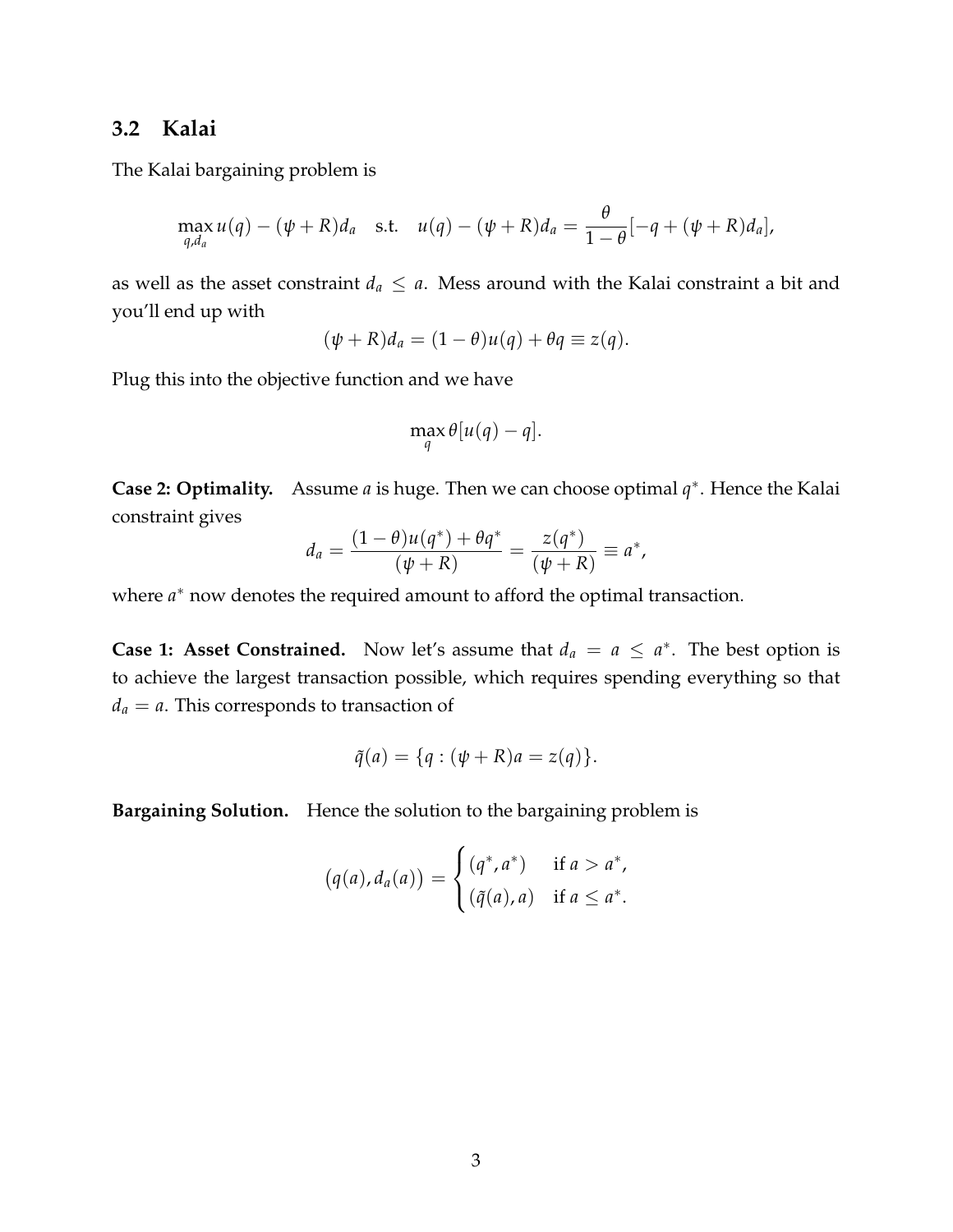### 3.2 Kalai

The Kalai bargaining problem is

$$\max_{q,d_a} u(q) - (\psi + R)d_a \quad \text{s.t.} \quad u(q) - (\psi + R)d_a = \frac{\theta}{1-\theta}[-q + (\psi + R)d_a],$$

as well as the asset constraint $d_a \leq a$. Mess around with the Kalai constraint a bit and you'll end up with

$$(\psi + R)d_a = (1-\theta)u(q) + \theta q \equiv z(q).$$

Plug this into the objective function and we have

$$\max_q \theta[u(q) - q].$$

**Case 2: Optimality.** Assume $a$ is huge. Then we can choose optimal $q^*$. Hence the Kalai constraint gives

$$d_a = \frac{(1-\theta)u(q^*) + \theta q^*}{(\psi + R)} = \frac{z(q^*)}{(\psi + R)} \equiv a^*,$$

where $a^*$ now denotes the required amount to afford the optimal transaction.

**Case 1: Asset Constrained.** Now let's assume that $d_a = a \leq a^*$. The best option is to achieve the largest transaction possible, which requires spending everything so that $d_a = a$. This corresponds to transaction of

$$\tilde{q}(a) = \{q : (\psi + R)a = z(q)\}.$$

**Bargaining Solution.** Hence the solution to the bargaining problem is

$$\big(q(a), d_a(a)\big) = \begin{cases} (q^*, a^*) & \text{if } a > a^*, \\ (\tilde{q}(a), a) & \text{if } a \leq a^*. \end{cases}$$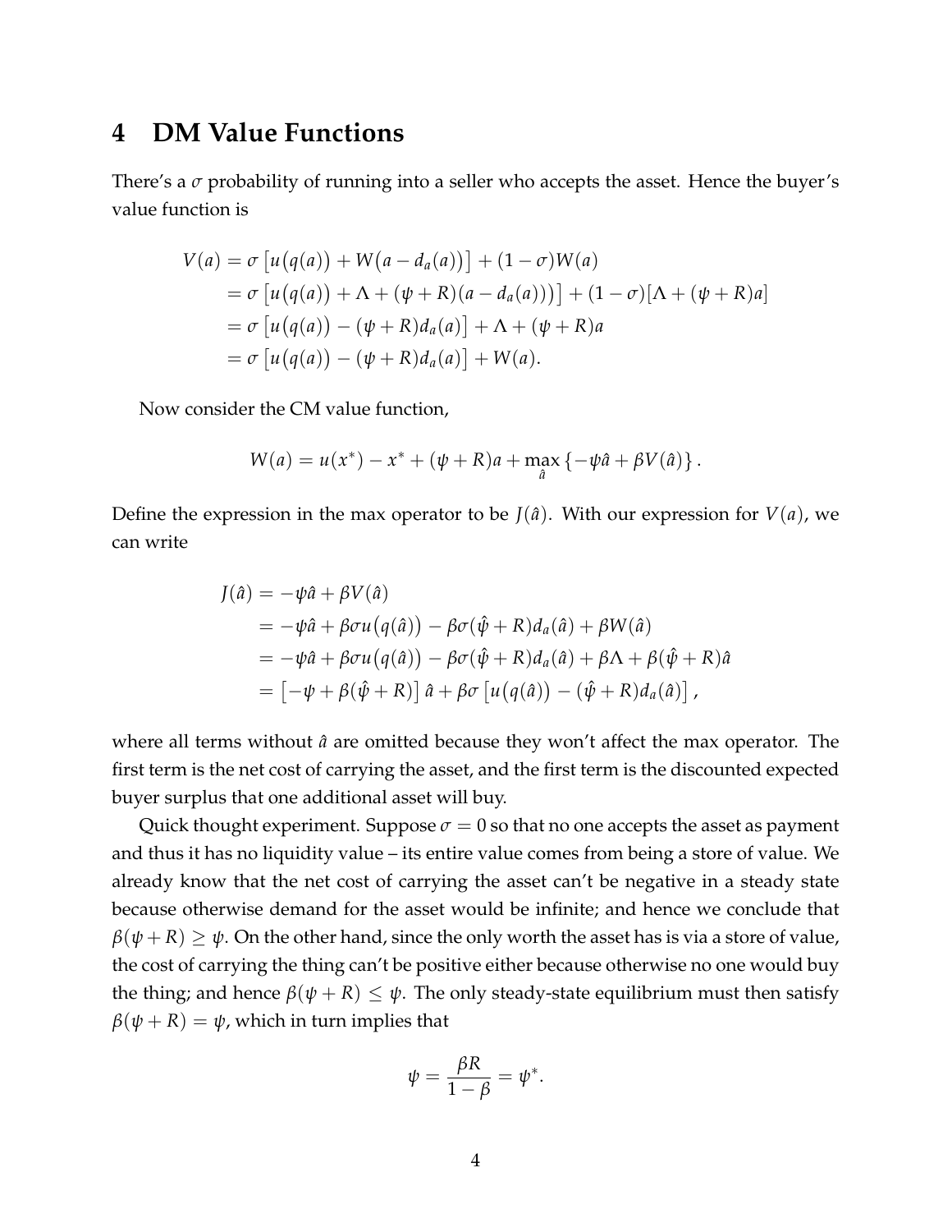## 4 DM Value Functions

There's a $\sigma$ probability of running into a seller who accepts the asset. Hence the buyer's value function is

$$
\begin{aligned}
V(a) &= \sigma\left[u\big(q(a)\big) + W\big(a - d_a(a)\big)\right] + (1-\sigma)W(a) \\
&= \sigma\left[u\big(q(a)\big) + \Lambda + (\psi + R)(a - d_a(a))\big)\right] + (1-\sigma)[\Lambda + (\psi+R)a] \\
&= \sigma\left[u\big(q(a)\big) - (\psi+R)d_a(a)\right] + \Lambda + (\psi+R)a \\
&= \sigma\left[u\big(q(a)\big) - (\psi+R)d_a(a)\right] + W(a).
\end{aligned}
$$

Now consider the CM value function,

$$
W(a) = u(x^*) - x^* + (\psi + R)a + \max_{\hat{a}}\left\{-\psi\hat{a} + \beta V(\hat{a})\right\}.
$$

Define the expression in the max operator to be $J(\hat{a})$. With our expression for $V(a)$, we can write

$$
\begin{aligned}
J(\hat{a}) &= -\psi\hat{a} + \beta V(\hat{a}) \\
&= -\psi\hat{a} + \beta\sigma u\big(q(\hat{a})\big) - \beta\sigma(\hat{\psi}+R)d_a(\hat{a}) + \beta W(\hat{a}) \\
&= -\psi\hat{a} + \beta\sigma u\big(q(\hat{a})\big) - \beta\sigma(\hat{\psi}+R)d_a(\hat{a}) + \beta\Lambda + \beta(\hat{\psi}+R)\hat{a} \\
&= \left[-\psi + \beta(\hat{\psi}+R)\right]\hat{a} + \beta\sigma\left[u\big(q(\hat{a})\big) - (\hat{\psi}+R)d_a(\hat{a})\right],
\end{aligned}
$$

where all terms without $\hat{a}$ are omitted because they won't affect the max operator. The first term is the net cost of carrying the asset, and the first term is the discounted expected buyer surplus that one additional asset will buy.

Quick thought experiment. Suppose $\sigma = 0$ so that no one accepts the asset as payment and thus it has no liquidity value – its entire value comes from being a store of value. We already know that the net cost of carrying the asset can't be negative in a steady state because otherwise demand for the asset would be infinite; and hence we conclude that $\beta(\psi + R) \geq \psi$. On the other hand, since the only worth the asset has is via a store of value, the cost of carrying the thing can't be positive either because otherwise no one would buy the thing; and hence $\beta(\psi + R) \leq \psi$. The only steady-state equilibrium must then satisfy $\beta(\psi + R) = \psi$, which in turn implies that

$$
\psi = \frac{\beta R}{1-\beta} = \psi^*.
$$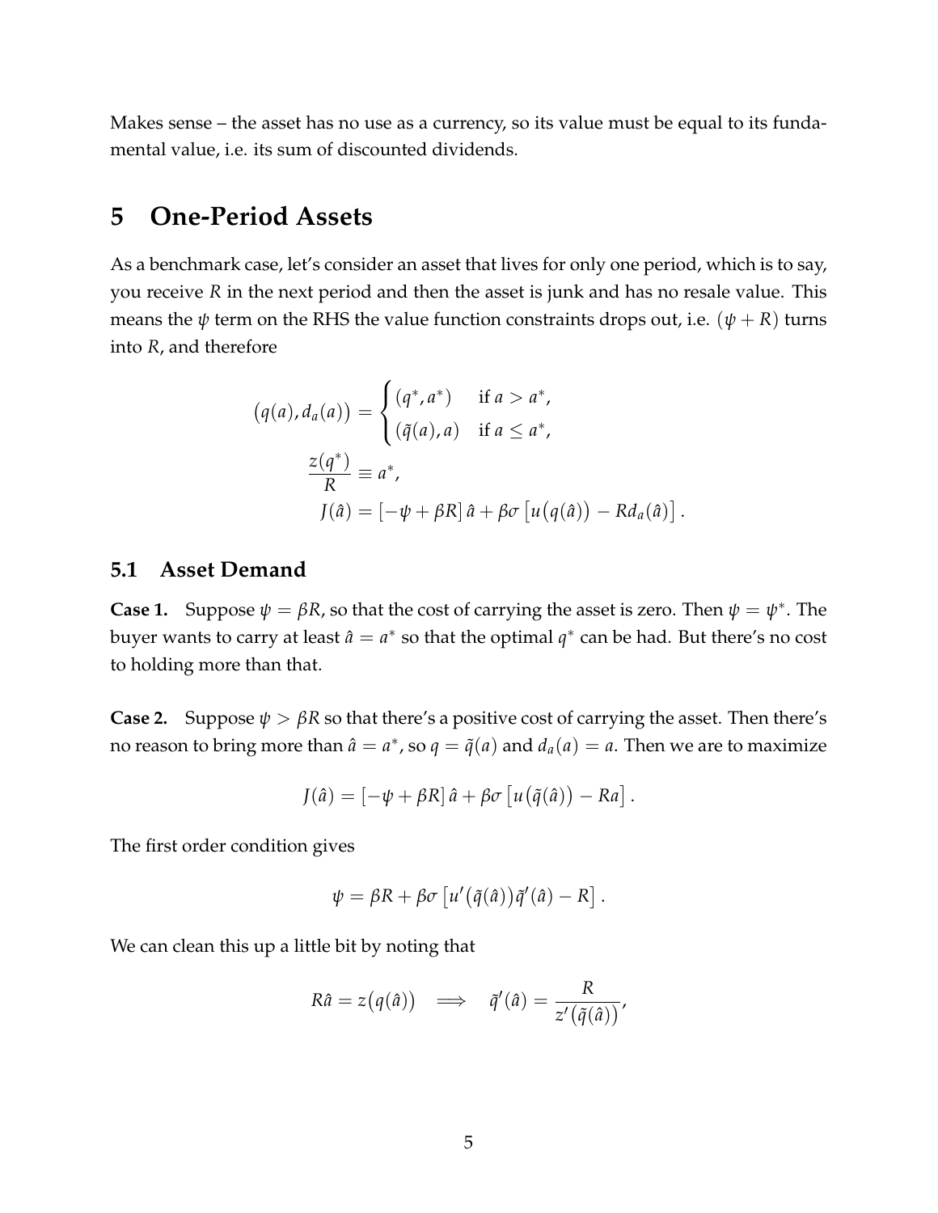Makes sense – the asset has no use as a currency, so its value must be equal to its fundamental value, i.e. its sum of discounted dividends.

# 5 One-Period Assets

As a benchmark case, let's consider an asset that lives for only one period, which is to say, you receive $R$ in the next period and then the asset is junk and has no resale value. This means the $\psi$ term on the RHS the value function constraints drops out, i.e. $(\psi + R)$ turns into $R$, and therefore

$$
\begin{aligned}
\big(q(a), d_a(a)\big) &= \begin{cases} (q^*, a^*) & \text{if } a > a^*, \\ (\tilde{q}(a), a) & \text{if } a \leq a^*, \end{cases} \\
\frac{z(q^*)}{R} &\equiv a^*, \\
J(\hat{a}) &= \left[-\psi + \beta R\right] \hat{a} + \beta\sigma \left[u\big(q(\hat{a})\big) - R d_a(\hat{a})\right].
\end{aligned}
$$

## 5.1 Asset Demand

**Case 1.** Suppose $\psi = \beta R$, so that the cost of carrying the asset is zero. Then $\psi = \psi^*$. The buyer wants to carry at least $\hat{a} = a^*$ so that the optimal $q^*$ can be had. But there's no cost to holding more than that.

**Case 2.** Suppose $\psi > \beta R$ so that there's a positive cost of carrying the asset. Then there's no reason to bring more than $\hat{a} = a^*$, so $q = \tilde{q}(a)$ and $d_a(a) = a$. Then we are to maximize

$$
J(\hat{a}) = \left[-\psi + \beta R\right] \hat{a} + \beta\sigma \left[u\big(\tilde{q}(\hat{a})\big) - Ra\right].
$$

The first order condition gives

$$
\psi = \beta R + \beta\sigma \left[u'\big(\tilde{q}(\hat{a})\big)\tilde{q}'(\hat{a}) - R\right].
$$

We can clean this up a little bit by noting that

$$
R\hat{a} = z\big(q(\hat{a})\big) \implies \tilde{q}'(\hat{a}) = \frac{R}{z'\big(\tilde{q}(\hat{a})\big)},
$$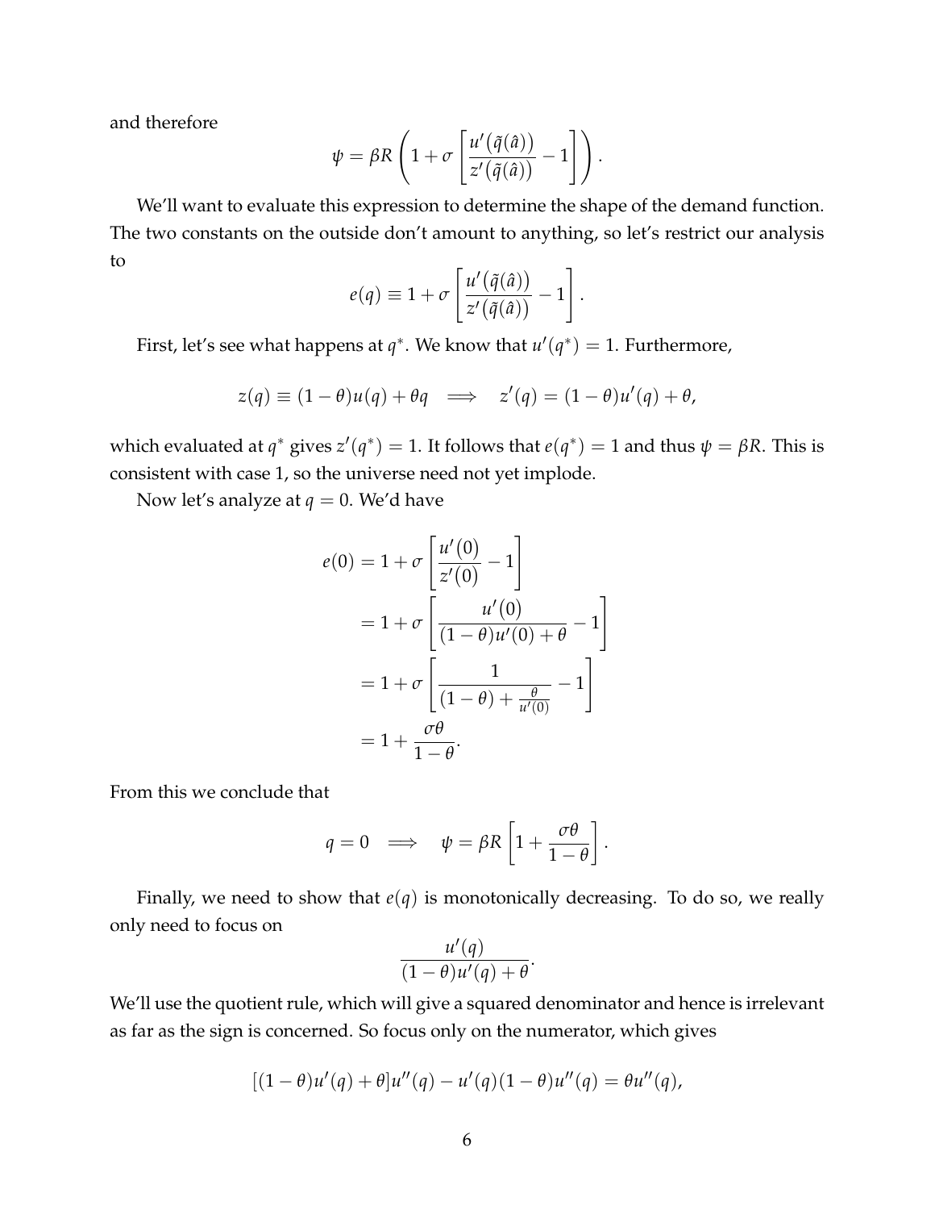and therefore

$$\psi = \beta R \left( 1 + \sigma \left[ \frac{u'\big(\tilde{q}(\hat{a})\big)}{z'\big(\tilde{q}(\hat{a})\big)} - 1 \right] \right).$$

We'll want to evaluate this expression to determine the shape of the demand function. The two constants on the outside don't amount to anything, so let's restrict our analysis to

$$e(q) \equiv 1 + \sigma \left[ \frac{u'\big(\tilde{q}(\hat{a})\big)}{z'\big(\tilde{q}(\hat{a})\big)} - 1 \right].$$

First, let's see what happens at $q^*$. We know that $u'(q^*) = 1$. Furthermore,

$$z(q) \equiv (1-\theta)u(q) + \theta q \implies z'(q) = (1-\theta)u'(q) + \theta,$$

which evaluated at $q^*$ gives $z'(q^*) = 1$. It follows that $e(q^*) = 1$ and thus $\psi = \beta R$. This is consistent with case 1, so the universe need not yet implode.

Now let's analyze at $q = 0$. We'd have

$$\begin{aligned}
e(0) &= 1 + \sigma \left[ \frac{u'(0)}{z'(0)} - 1 \right] \\
&= 1 + \sigma \left[ \frac{u'(0)}{(1-\theta)u'(0) + \theta} - 1 \right] \\
&= 1 + \sigma \left[ \frac{1}{(1-\theta) + \frac{\theta}{u'(0)}} - 1 \right] \\
&= 1 + \frac{\sigma\theta}{1-\theta}.
\end{aligned}$$

From this we conclude that

$$q = 0 \implies \psi = \beta R \left[ 1 + \frac{\sigma\theta}{1-\theta} \right].$$

Finally, we need to show that $e(q)$ is monotonically decreasing. To do so, we really only need to focus on

$$\frac{u'(q)}{(1-\theta)u'(q) + \theta}.$$

We'll use the quotient rule, which will give a squared denominator and hence is irrelevant as far as the sign is concerned. So focus only on the numerator, which gives

$$[(1-\theta)u'(q) + \theta]u''(q) - u'(q)(1-\theta)u''(q) = \theta u''(q),$$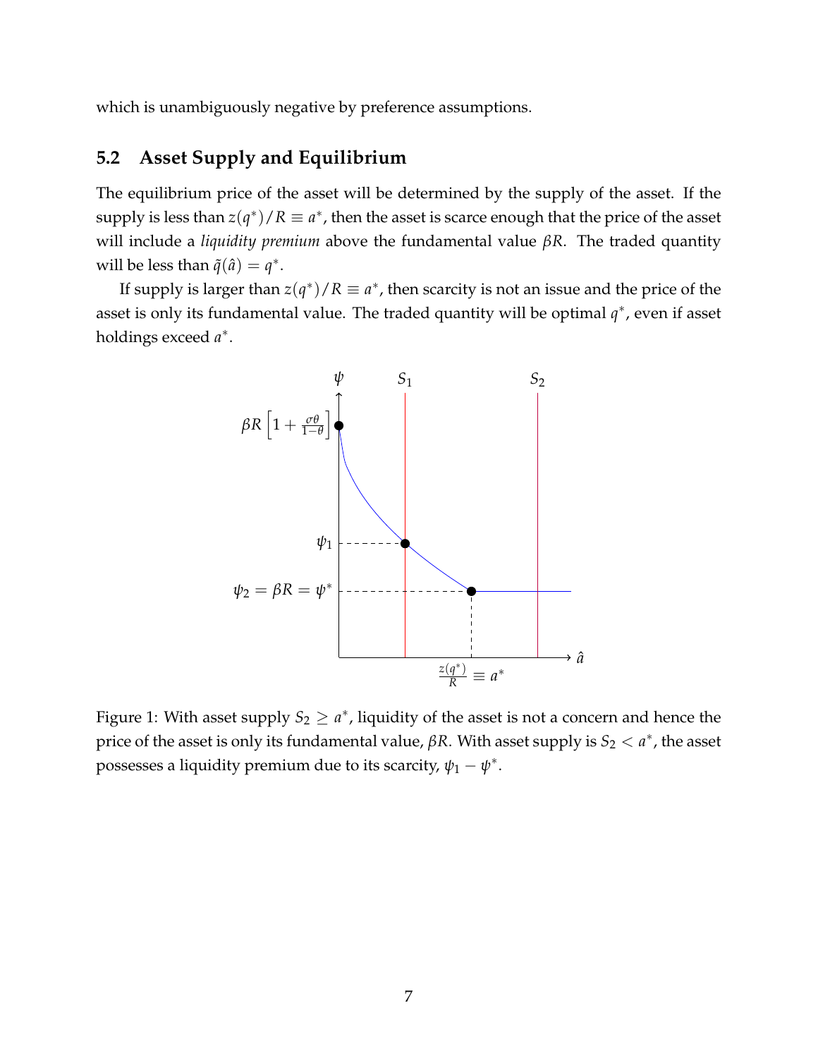which is unambiguously negative by preference assumptions.

## 5.2 Asset Supply and Equilibrium

The equilibrium price of the asset will be determined by the supply of the asset. If the supply is less than $z(q^*)/R \equiv a^*$, then the asset is scarce enough that the price of the asset will include a *liquidity premium* above the fundamental value $\beta R$. The traded quantity will be less than $\tilde{q}(\hat{a}) = q^*$.

If supply is larger than $z(q^*)/R \equiv a^*$, then scarcity is not an issue and the price of the asset is only its fundamental value. The traded quantity will be optimal $q^*$, even if asset holdings exceed $a^*$.

Figure 1: With asset supply $S_2 \geq a^*$, liquidity of the asset is not a concern and hence the price of the asset is only its fundamental value, $\beta R$. With asset supply is $S_2 < a^*$, the asset possesses a liquidity premium due to its scarcity, $\psi_1 - \psi^*$.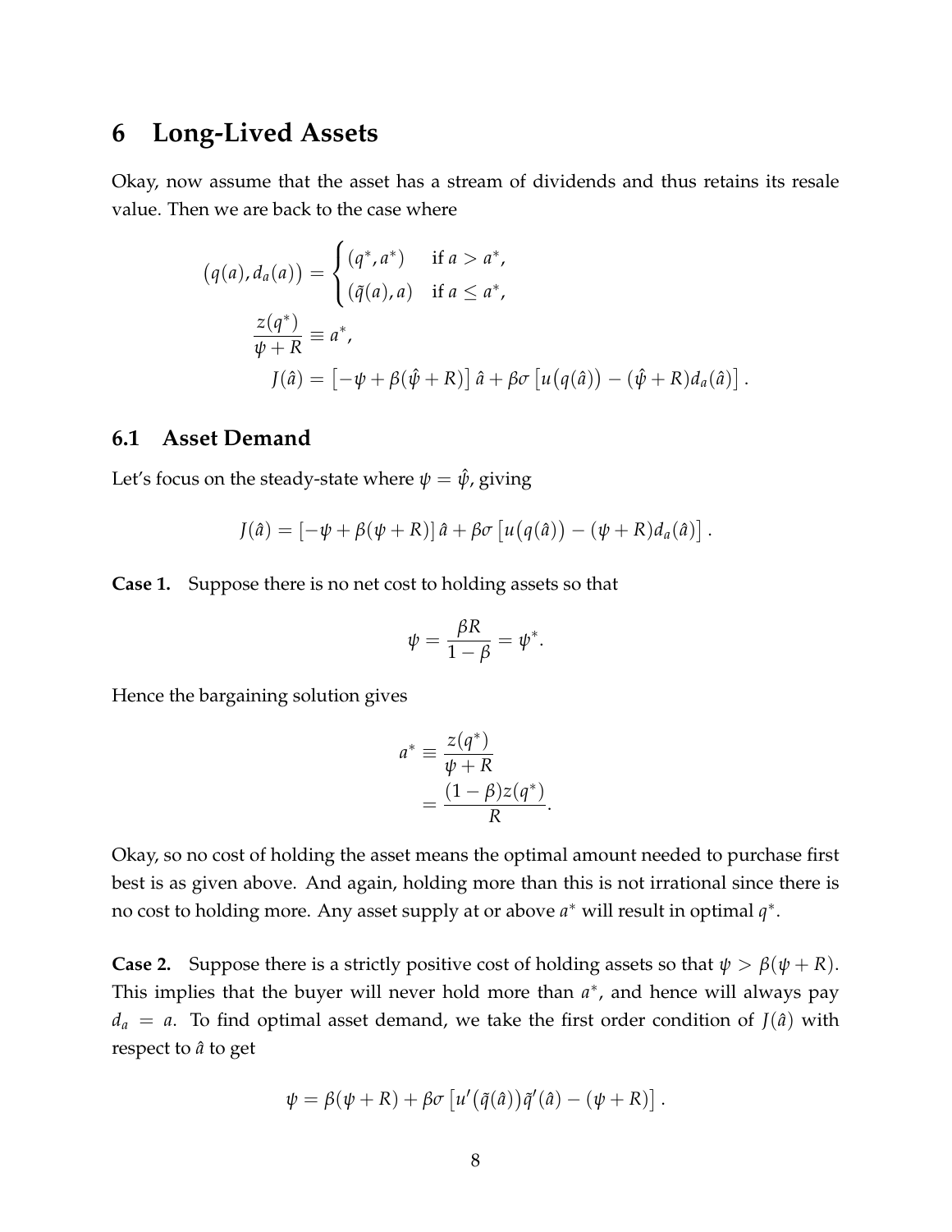# 6 Long-Lived Assets

Okay, now assume that the asset has a stream of dividends and thus retains its resale value. Then we are back to the case where

$$
\begin{aligned}
\big(q(a), d_a(a)\big) &= \begin{cases} (q^*, a^*) & \text{if } a > a^*, \\ (\tilde{q}(a), a) & \text{if } a \leq a^*, \end{cases} \\
\frac{z(q^*)}{\psi + R} &\equiv a^*, \\
J(\hat{a}) &= \left[-\psi + \beta(\hat{\psi} + R)\right]\hat{a} + \beta\sigma\left[u\big(q(\hat{a})\big) - (\hat{\psi} + R)d_a(\hat{a})\right].
\end{aligned}
$$

## 6.1 Asset Demand

Let's focus on the steady-state where $\psi = \hat{\psi}$, giving

$$
J(\hat{a}) = \left[-\psi + \beta(\psi + R)\right]\hat{a} + \beta\sigma\left[u\big(q(\hat{a})\big) - (\psi + R)d_a(\hat{a})\right].
$$

**Case 1.** Suppose there is no net cost to holding assets so that

$$
\psi = \frac{\beta R}{1 - \beta} = \psi^*.
$$

Hence the bargaining solution gives

$$
\begin{aligned}
a^* &\equiv \frac{z(q^*)}{\psi + R} \\
&= \frac{(1 - \beta)z(q^*)}{R}.
\end{aligned}
$$

Okay, so no cost of holding the asset means the optimal amount needed to purchase first best is as given above. And again, holding more than this is not irrational since there is no cost to holding more. Any asset supply at or above $a^*$ will result in optimal $q^*$.

**Case 2.** Suppose there is a strictly positive cost of holding assets so that $\psi > \beta(\psi + R)$. This implies that the buyer will never hold more than $a^*$, and hence will always pay $d_a = a$. To find optimal asset demand, we take the first order condition of $J(\hat{a})$ with respect to $\hat{a}$ to get

$$
\psi = \beta(\psi + R) + \beta\sigma\left[u'\big(\tilde{q}(\hat{a})\big)\tilde{q}'(\hat{a}) - (\psi + R)\right].
$$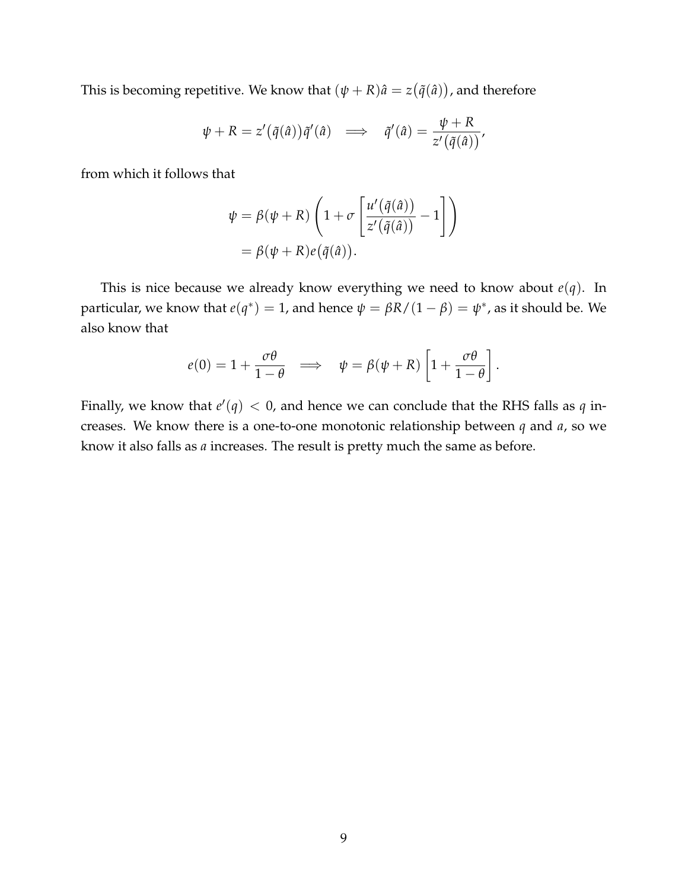This is becoming repetitive. We know that $(\psi + R)\hat{a} = z\big(\tilde{q}(\hat{a})\big)$, and therefore

$$\psi + R = z'\big(\tilde{q}(\hat{a})\big)\tilde{q}'(\hat{a}) \quad \Longrightarrow \quad \tilde{q}'(\hat{a}) = \frac{\psi + R}{z'\big(\tilde{q}(\hat{a})\big)},$$

from which it follows that

$$\begin{aligned}
\psi &= \beta(\psi + R)\left(1 + \sigma\left[\frac{u'\big(\tilde{q}(\hat{a})\big)}{z'\big(\tilde{q}(\hat{a})\big)} - 1\right]\right) \\
&= \beta(\psi + R)e\big(\tilde{q}(\hat{a})\big).
\end{aligned}$$

This is nice because we already know everything we need to know about $e(q)$. In particular, we know that $e(q^*) = 1$, and hence $\psi = \beta R/(1-\beta) = \psi^*$, as it should be. We also know that

$$e(0) = 1 + \frac{\sigma\theta}{1-\theta} \quad \Longrightarrow \quad \psi = \beta(\psi + R)\left[1 + \frac{\sigma\theta}{1-\theta}\right].$$

Finally, we know that $e'(q) < 0$, and hence we can conclude that the RHS falls as $q$ increases. We know there is a one-to-one monotonic relationship between $q$ and $a$, so we know it also falls as $a$ increases. The result is pretty much the same as before.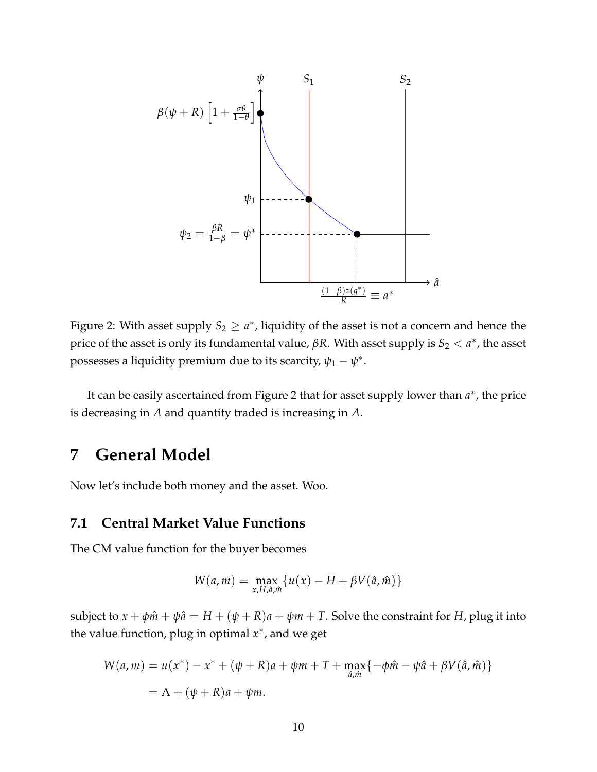Figure 2: With asset supply $S_2 \geq a^*$, liquidity of the asset is not a concern and hence the price of the asset is only its fundamental value, $\beta R$. With asset supply is $S_2 < a^*$, the asset possesses a liquidity premium due to its scarcity, $\psi_1 - \psi^*$.

It can be easily ascertained from Figure 2 that for asset supply lower than $a^*$, the price is decreasing in $A$ and quantity traded is increasing in $A$.

# 7 General Model

Now let's include both money and the asset. Woo.

## 7.1 Central Market Value Functions

The CM value function for the buyer becomes

$$W(a, m) = \max_{x, H, \hat{a}, \hat{m}} \{u(x) - H + \beta V(\hat{a}, \hat{m})\}$$

subject to $x + \phi\hat{m} + \psi\hat{a} = H + (\psi + R)a + \psi m + T$. Solve the constraint for $H$, plug it into the value function, plug in optimal $x^*$, and we get

$$\begin{aligned} W(a, m) &= u(x^*) - x^* + (\psi + R)a + \psi m + T + \max_{\hat{a}, \hat{m}}\{-\phi\hat{m} - \psi\hat{a} + \beta V(\hat{a}, \hat{m})\} \\ &= \Lambda + (\psi + R)a + \psi m. \end{aligned}$$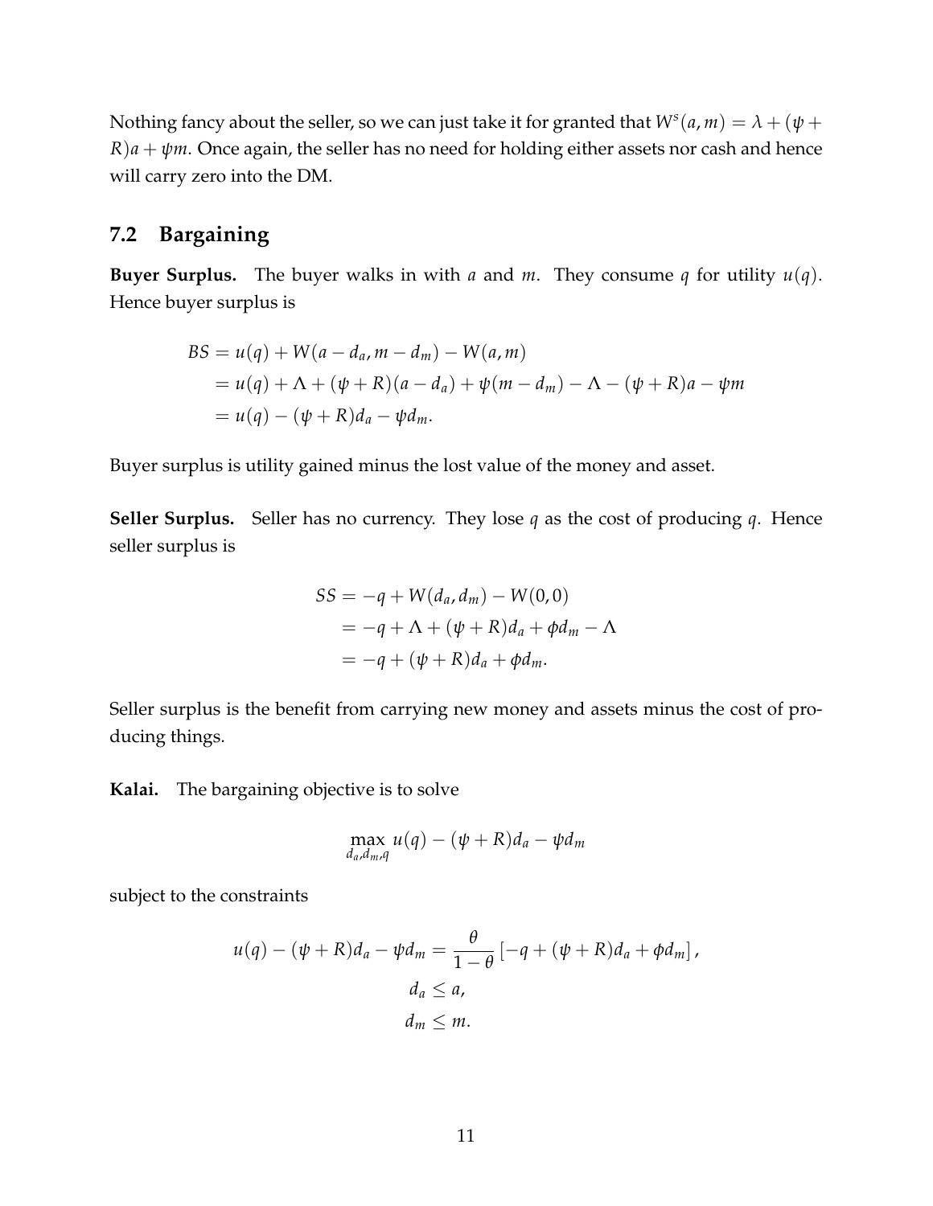Nothing fancy about the seller, so we can just take it for granted that $W^s(a,m) = \lambda + (\psi + R)a + \psi m$. Once again, the seller has no need for holding either assets nor cash and hence will carry zero into the DM.

## 7.2 Bargaining

**Buyer Surplus.** The buyer walks in with $a$ and $m$. They consume $q$ for utility $u(q)$. Hence buyer surplus is

$$
\begin{aligned}
BS &= u(q) + W(a - d_a, m - d_m) - W(a, m) \\
&= u(q) + \Lambda + (\psi + R)(a - d_a) + \psi(m - d_m) - \Lambda - (\psi + R)a - \psi m \\
&= u(q) - (\psi + R)d_a - \psi d_m.
\end{aligned}
$$

Buyer surplus is utility gained minus the lost value of the money and asset.

**Seller Surplus.** Seller has no currency. They lose $q$ as the cost of producing $q$. Hence seller surplus is

$$
\begin{aligned}
SS &= -q + W(d_a, d_m) - W(0, 0) \\
&= -q + \Lambda + (\psi + R)d_a + \phi d_m - \Lambda \\
&= -q + (\psi + R)d_a + \phi d_m.
\end{aligned}
$$

Seller surplus is the benefit from carrying new money and assets minus the cost of producing things.

**Kalai.** The bargaining objective is to solve

$$
\max_{d_a, d_m, q} u(q) - (\psi + R)d_a - \psi d_m
$$

subject to the constraints

$$
\begin{aligned}
u(q) - (\psi + R)d_a - \psi d_m &= \frac{\theta}{1 - \theta}\left[-q + (\psi + R)d_a + \phi d_m\right], \\
d_a &\leq a, \\
d_m &\leq m.
\end{aligned}
$$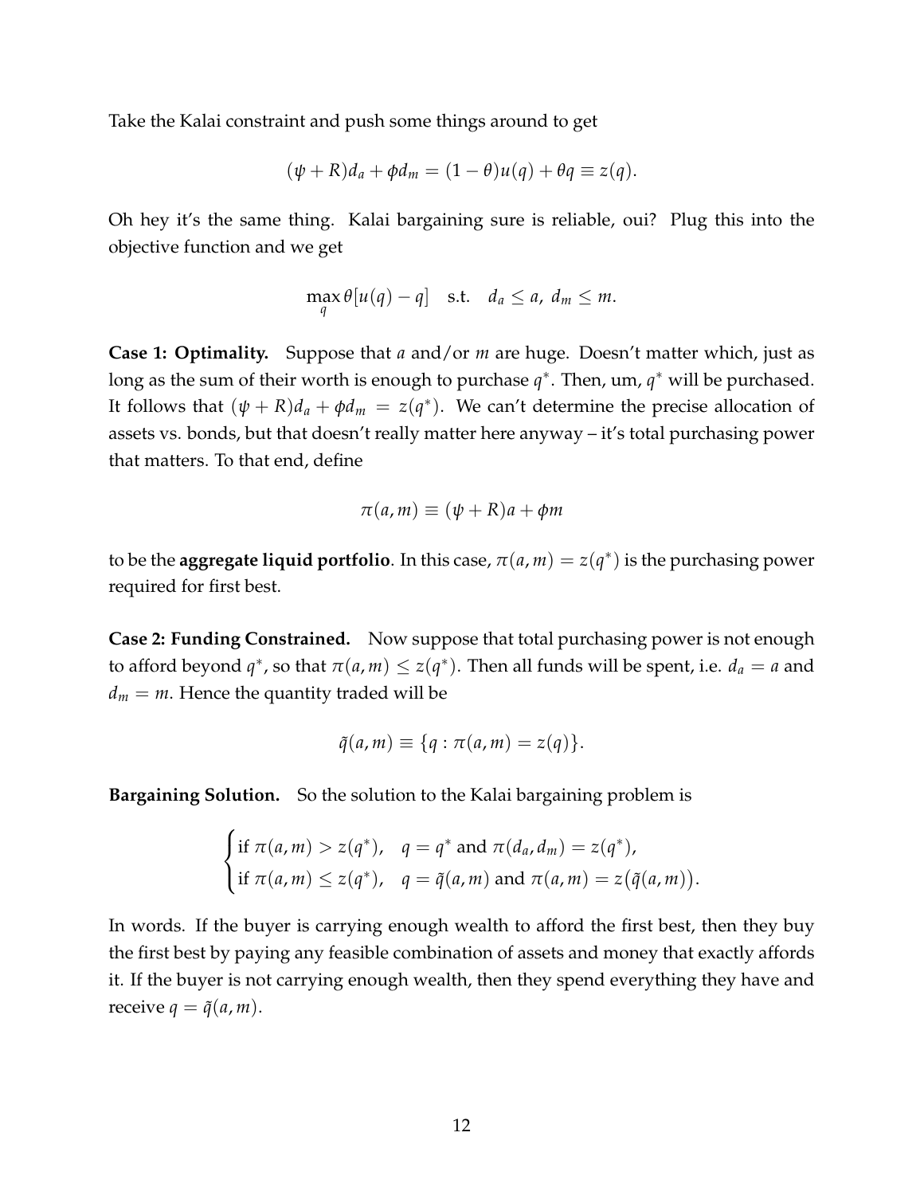Take the Kalai constraint and push some things around to get

$$(\psi + R)d_a + \phi d_m = (1-\theta)u(q) + \theta q \equiv z(q).$$

Oh hey it's the same thing. Kalai bargaining sure is reliable, oui? Plug this into the objective function and we get

$$\max_q \theta[u(q) - q] \quad \text{s.t.} \quad d_a \leq a, \; d_m \leq m.$$

**Case 1: Optimality.** Suppose that $a$ and/or $m$ are huge. Doesn't matter which, just as long as the sum of their worth is enough to purchase $q^*$. Then, um, $q^*$ will be purchased. It follows that $(\psi + R)d_a + \phi d_m = z(q^*)$. We can't determine the precise allocation of assets vs. bonds, but that doesn't really matter here anyway – it's total purchasing power that matters. To that end, define

$$\pi(a, m) \equiv (\psi + R)a + \phi m$$

to be the **aggregate liquid portfolio**. In this case, $\pi(a, m) = z(q^*)$ is the purchasing power required for first best.

**Case 2: Funding Constrained.** Now suppose that total purchasing power is not enough to afford beyond $q^*$, so that $\pi(a, m) \leq z(q^*)$. Then all funds will be spent, i.e. $d_a = a$ and $d_m = m$. Hence the quantity traded will be

$$\tilde{q}(a, m) \equiv \{q : \pi(a, m) = z(q)\}.$$

**Bargaining Solution.** So the solution to the Kalai bargaining problem is

$$\begin{cases} \text{if } \pi(a, m) > z(q^*), & q = q^* \text{ and } \pi(d_a, d_m) = z(q^*), \\ \text{if } \pi(a, m) \leq z(q^*), & q = \tilde{q}(a, m) \text{ and } \pi(a, m) = z\big(\tilde{q}(a, m)\big). \end{cases}$$

In words. If the buyer is carrying enough wealth to afford the first best, then they buy the first best by paying any feasible combination of assets and money that exactly affords it. If the buyer is not carrying enough wealth, then they spend everything they have and receive $q = \tilde{q}(a, m)$.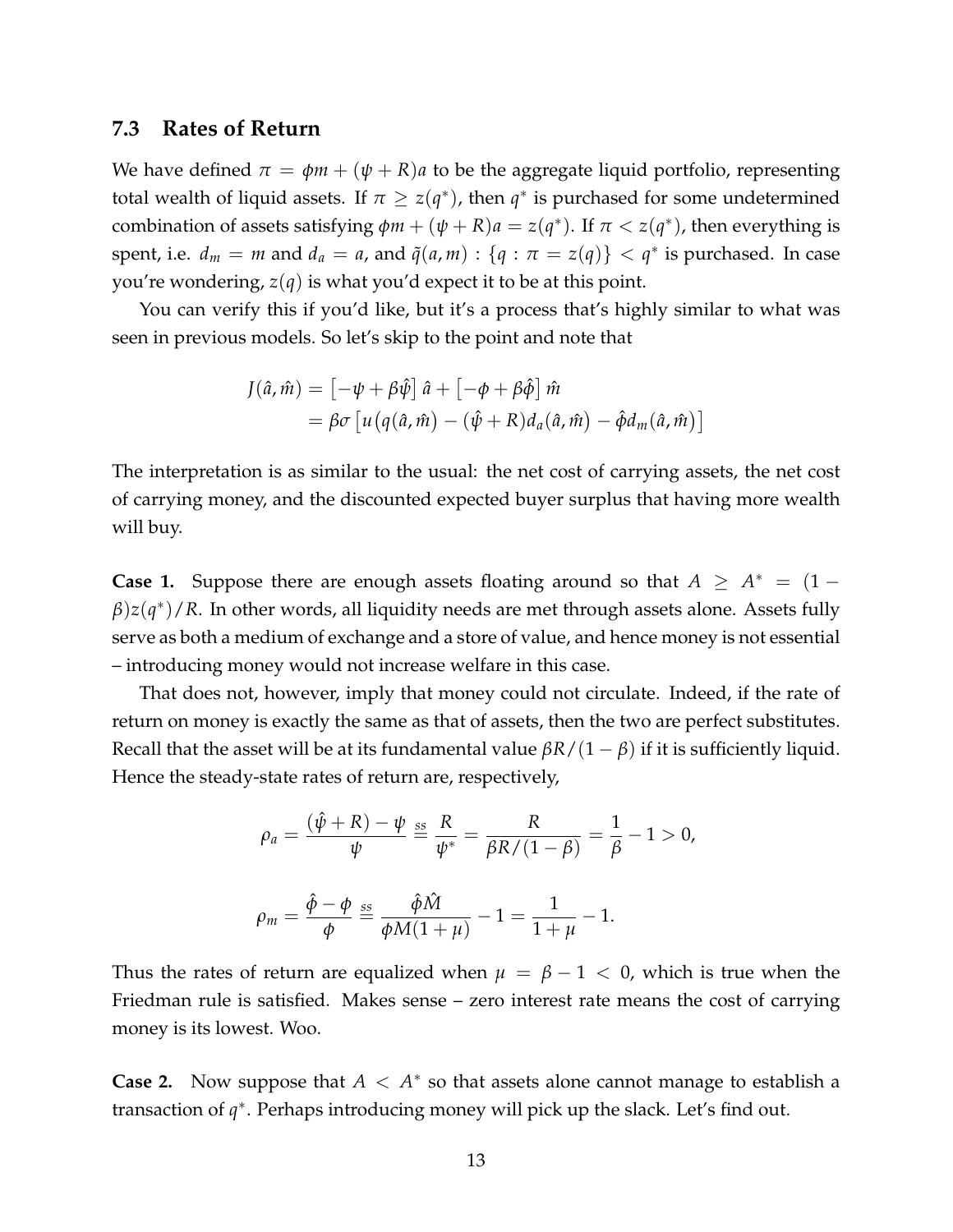### 7.3 Rates of Return

We have defined $\pi = \phi m + (\psi + R)a$ to be the aggregate liquid portfolio, representing total wealth of liquid assets. If $\pi \geq z(q^*)$, then $q^*$ is purchased for some undetermined combination of assets satisfying $\phi m + (\psi + R)a = z(q^*)$. If $\pi < z(q^*)$, then everything is spent, i.e. $d_m = m$ and $d_a = a$, and $\tilde{q}(a, m) : \{q : \pi = z(q)\} < q^*$ is purchased. In case you're wondering, $z(q)$ is what you'd expect it to be at this point.

You can verify this if you'd like, but it's a process that's highly similar to what was seen in previous models. So let's skip to the point and note that

$$
\begin{aligned}
J(\hat{a}, \hat{m}) &= \left[-\psi + \beta\hat{\psi}\right]\hat{a} + \left[-\phi + \beta\hat{\phi}\right]\hat{m} \\
&= \beta\sigma\left[u\big(q(\hat{a}, \hat{m}\big) - (\hat{\psi} + R)d_a(\hat{a}, \hat{m}) - \hat{\phi}d_m(\hat{a}, \hat{m})\big]
\end{aligned}
$$

The interpretation is as similar to the usual: the net cost of carrying assets, the net cost of carrying money, and the discounted expected buyer surplus that having more wealth will buy.

**Case 1.** Suppose there are enough assets floating around so that $A \geq A^* = (1 - \beta)z(q^*)/R$. In other words, all liquidity needs are met through assets alone. Assets fully serve as both a medium of exchange and a store of value, and hence money is not essential – introducing money would not increase welfare in this case.

That does not, however, imply that money could not circulate. Indeed, if the rate of return on money is exactly the same as that of assets, then the two are perfect substitutes. Recall that the asset will be at its fundamental value $\beta R/(1 - \beta)$ if it is sufficiently liquid. Hence the steady-state rates of return are, respectively,

$$
\rho_a = \frac{(\hat{\psi} + R) - \psi}{\psi} \stackrel{ss}{=} \frac{R}{\psi^*} = \frac{R}{\beta R/(1 - \beta)} = \frac{1}{\beta} - 1 > 0,
$$

$$
\rho_m = \frac{\hat{\phi} - \phi}{\phi} \stackrel{ss}{=} \frac{\hat{\phi}\hat{M}}{\phi M(1 + \mu)} - 1 = \frac{1}{1 + \mu} - 1.
$$

Thus the rates of return are equalized when $\mu = \beta - 1 < 0$, which is true when the Friedman rule is satisfied. Makes sense – zero interest rate means the cost of carrying money is its lowest. Woo.

**Case 2.** Now suppose that $A < A^*$ so that assets alone cannot manage to establish a transaction of $q^*$. Perhaps introducing money will pick up the slack. Let's find out.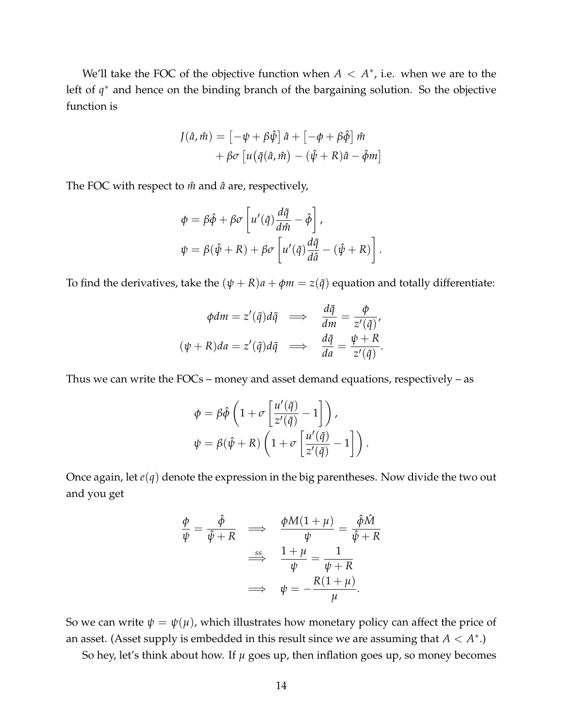We'll take the FOC of the objective function when $A < A^*$, i.e. when we are to the left of $q^*$ and hence on the binding branch of the bargaining solution. So the objective function is

$$J(\hat{a}, \hat{m}) = \left[-\psi + \beta\hat{\psi}\right]\hat{a} + \left[-\phi + \beta\hat{\phi}\right]\hat{m} \\ + \beta\sigma\left[u\big(\tilde{q}(\hat{a}, \hat{m})\big) - (\hat{\psi} + R)\hat{a} - \hat{\phi}m\right]$$

The FOC with respect to $\hat{m}$ and $\hat{a}$ are, respectively,

$$\phi = \beta\hat{\phi} + \beta\sigma\left[u'(\tilde{q})\frac{d\tilde{q}}{d\hat{m}} - \hat{\phi}\right],$$
$$\psi = \beta(\hat{\psi} + R) + \beta\sigma\left[u'(\tilde{q})\frac{d\tilde{q}}{d\hat{a}} - (\hat{\psi} + R)\right].$$

To find the derivatives, take the $(\psi + R)a + \phi m = z(\tilde{q})$ equation and totally differentiate:

$$\phi dm = z'(\tilde{q})d\tilde{q} \implies \frac{d\tilde{q}}{dm} = \frac{\phi}{z'(\tilde{q})},$$
$$(\psi + R)da = z'(\tilde{q})d\tilde{q} \implies \frac{d\tilde{q}}{da} = \frac{\psi + R}{z'(\tilde{q})}.$$

Thus we can write the FOCs – money and asset demand equations, respectively – as

$$\phi = \beta\hat{\phi}\left(1 + \sigma\left[\frac{u'(\tilde{q})}{z'(\tilde{q})} - 1\right]\right),$$
$$\psi = \beta(\hat{\psi} + R)\left(1 + \sigma\left[\frac{u'(\tilde{q})}{z'(\tilde{q})} - 1\right]\right).$$

Once again, let $e(q)$ denote the expression in the big parentheses. Now divide the two out and you get

$$\frac{\phi}{\psi} = \frac{\hat{\phi}}{\hat{\psi} + R} \implies \frac{\phi M(1 + \mu)}{\psi} = \frac{\hat{\phi}\hat{M}}{\hat{\psi} + R}$$
$$\stackrel{ss}{\implies} \frac{1 + \mu}{\psi} = \frac{1}{\psi + R}$$
$$\implies \psi = -\frac{R(1 + \mu)}{\mu}.$$

So we can write $\psi = \psi(\mu)$, which illustrates how monetary policy can affect the price of an asset. (Asset supply is embedded in this result since we are assuming that $A < A^*$.)

So hey, let's think about how. If $\mu$ goes up, then inflation goes up, so money becomes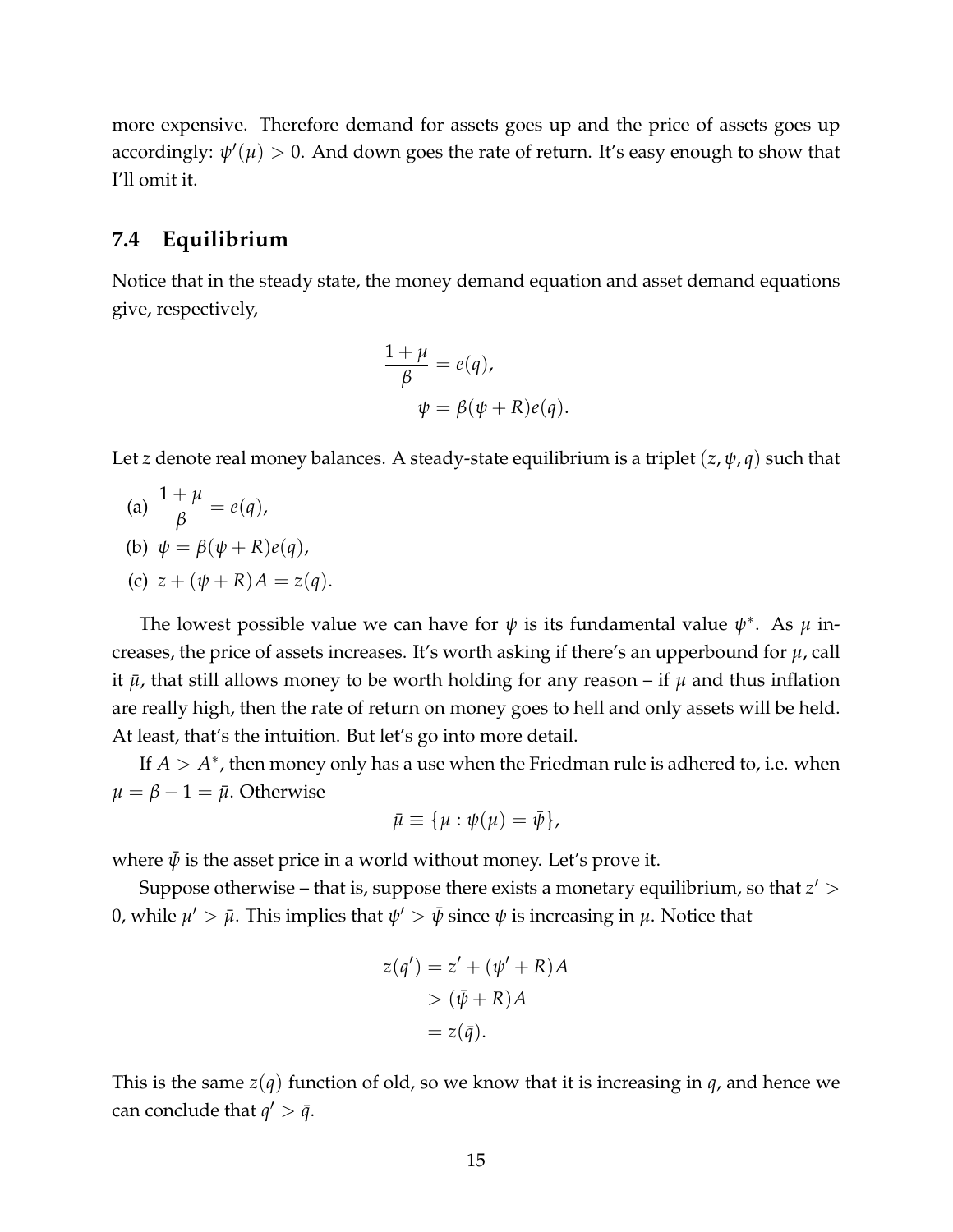more expensive. Therefore demand for assets goes up and the price of assets goes up accordingly: $\psi'(\mu) > 0$. And down goes the rate of return. It's easy enough to show that I'll omit it.

## 7.4 Equilibrium

Notice that in the steady state, the money demand equation and asset demand equations give, respectively,

$$\frac{1+\mu}{\beta} = e(q),$$
$$\psi = \beta(\psi + R)e(q).$$

Let $z$ denote real money balances. A steady-state equilibrium is a triplet $(z, \psi, q)$ such that

(a) $\dfrac{1+\mu}{\beta} = e(q)$,

(b) $\psi = \beta(\psi + R)e(q)$,

(c) $z + (\psi + R)A = z(q)$.

The lowest possible value we can have for $\psi$ is its fundamental value $\psi^*$. As $\mu$ increases, the price of assets increases. It's worth asking if there's an upperbound for $\mu$, call it $\bar{\mu}$, that still allows money to be worth holding for any reason – if $\mu$ and thus inflation are really high, then the rate of return on money goes to hell and only assets will be held. At least, that's the intuition. But let's go into more detail.

If $A > A^*$, then money only has a use when the Friedman rule is adhered to, i.e. when $\mu = \beta - 1 = \bar{\mu}$. Otherwise

$$\bar{\mu} \equiv \{\mu : \psi(\mu) = \bar{\psi}\},$$

where $\bar{\psi}$ is the asset price in a world without money. Let's prove it.

Suppose otherwise – that is, suppose there exists a monetary equilibrium, so that $z' > 0$, while $\mu' > \bar{\mu}$. This implies that $\psi' > \bar{\psi}$ since $\psi$ is increasing in $\mu$. Notice that

$$\begin{aligned} z(q') &= z' + (\psi' + R)A \\ &> (\bar{\psi} + R)A \\ &= z(\bar{q}). \end{aligned}$$

This is the same $z(q)$ function of old, so we know that it is increasing in $q$, and hence we can conclude that $q' > \bar{q}$.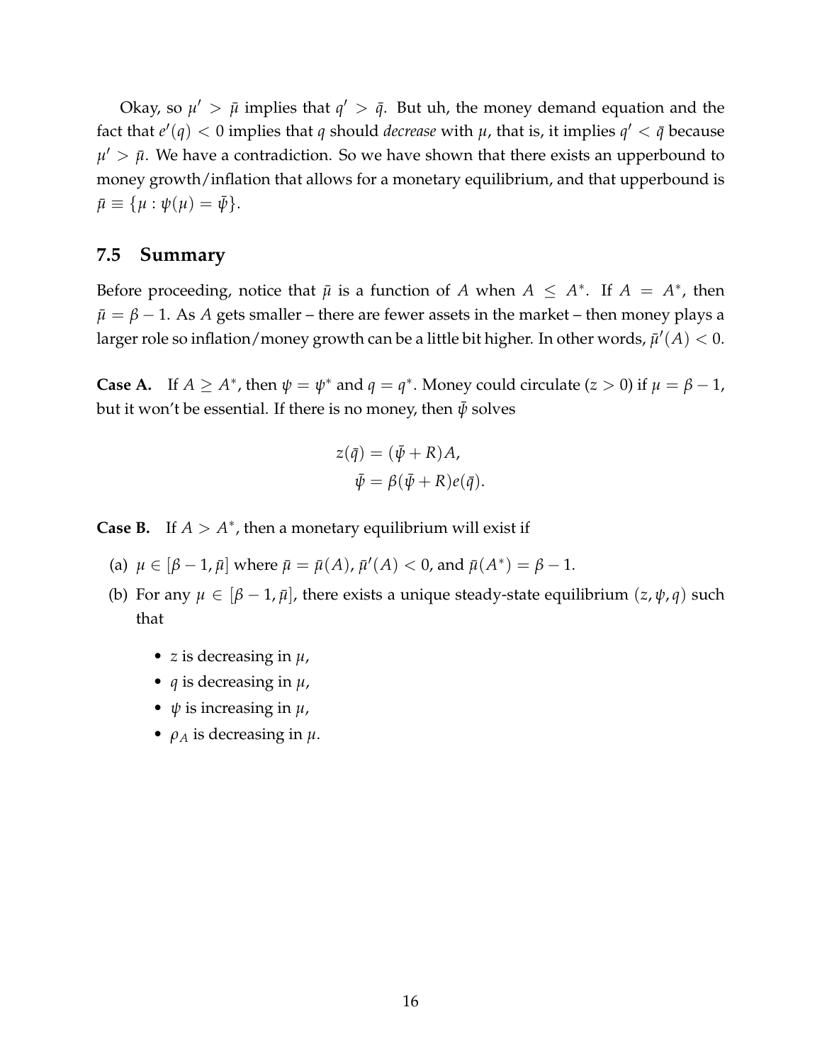Okay, so $\mu' > \bar{\mu}$ implies that $q' > \bar{q}$. But uh, the money demand equation and the fact that $e'(q) < 0$ implies that $q$ should *decrease* with $\mu$, that is, it implies $q' < \bar{q}$ because $\mu' > \bar{\mu}$. We have a contradiction. So we have shown that there exists an upperbound to money growth/inflation that allows for a monetary equilibrium, and that upperbound is $\bar{\mu} \equiv \{\mu : \psi(\mu) = \bar{\psi}\}$.

## 7.5 Summary

Before proceeding, notice that $\bar{\mu}$ is a function of $A$ when $A \leq A^*$. If $A = A^*$, then $\bar{\mu} = \beta - 1$. As $A$ gets smaller – there are fewer assets in the market – then money plays a larger role so inflation/money growth can be a little bit higher. In other words, $\bar{\mu}'(A) < 0$.

**Case A.** If $A \geq A^*$, then $\psi = \psi^*$ and $q = q^*$. Money could circulate ($z > 0$) if $\mu = \beta - 1$, but it won't be essential. If there is no money, then $\bar{\psi}$ solves

$$
\begin{aligned}
z(\bar{q}) &= (\bar{\psi} + R)A, \\
\bar{\psi} &= \beta(\bar{\psi} + R)e(\bar{q}).
\end{aligned}
$$

**Case B.** If $A > A^*$, then a monetary equilibrium will exist if

(a) $\mu \in [\beta - 1, \bar{\mu}]$ where $\bar{\mu} = \bar{\mu}(A)$, $\bar{\mu}'(A) < 0$, and $\bar{\mu}(A^*) = \beta - 1$.

(b) For any $\mu \in [\beta - 1, \bar{\mu}]$, there exists a unique steady-state equilibrium $(z, \psi, q)$ such that

- $z$ is decreasing in $\mu$,
- $q$ is decreasing in $\mu$,
- $\psi$ is increasing in $\mu$,
- $\rho_A$ is decreasing in $\mu$.